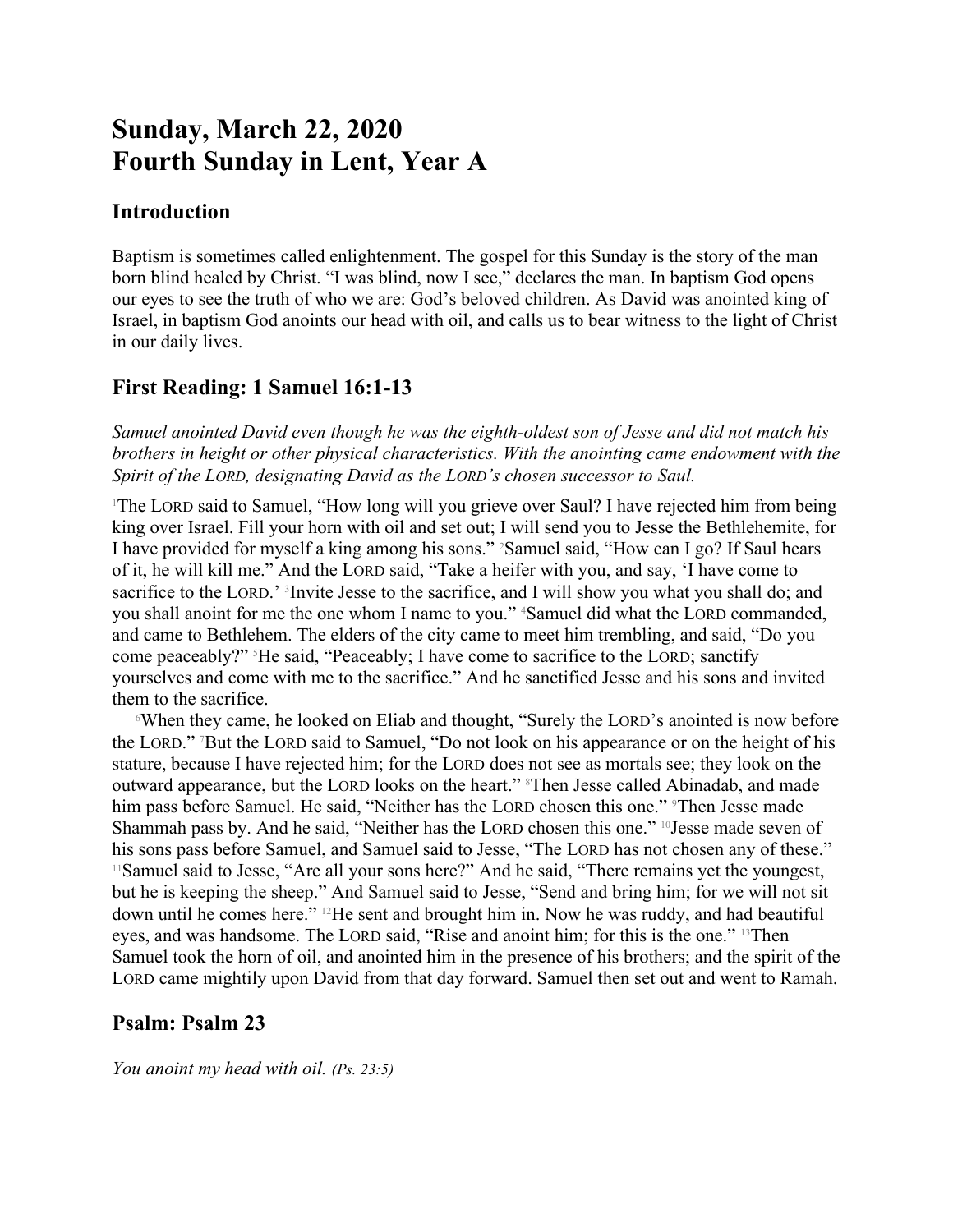# Sunday, March 22, 2020
# Fourth Sunday in Lent, Year A

## Introduction

Baptism is sometimes called enlightenment. The gospel for this Sunday is the story of the man born blind healed by Christ. "I was blind, now I see," declares the man. In baptism God opens our eyes to see the truth of who we are: God's beloved children. As David was anointed king of Israel, in baptism God anoints our head with oil, and calls us to bear witness to the light of Christ in our daily lives.

## First Reading: 1 Samuel 16:1-13

*Samuel anointed David even though he was the eighth-oldest son of Jesse and did not match his brothers in height or other physical characteristics. With the anointing came endowment with the Spirit of the LORD, designating David as the LORD's chosen successor to Saul.*

[1]The LORD said to Samuel, "How long will you grieve over Saul? I have rejected him from being king over Israel. Fill your horn with oil and set out; I will send you to Jesse the Bethlehemite, for I have provided for myself a king among his sons." [2]Samuel said, "How can I go? If Saul hears of it, he will kill me." And the LORD said, "Take a heifer with you, and say, 'I have come to sacrifice to the LORD.' [3]Invite Jesse to the sacrifice, and I will show you what you shall do; and you shall anoint for me the one whom I name to you." [4]Samuel did what the LORD commanded, and came to Bethlehem. The elders of the city came to meet him trembling, and said, "Do you come peaceably?" [5]He said, "Peaceably; I have come to sacrifice to the LORD; sanctify yourselves and come with me to the sacrifice." And he sanctified Jesse and his sons and invited them to the sacrifice.

[6]When they came, he looked on Eliab and thought, "Surely the LORD's anointed is now before the LORD." [7]But the LORD said to Samuel, "Do not look on his appearance or on the height of his stature, because I have rejected him; for the LORD does not see as mortals see; they look on the outward appearance, but the LORD looks on the heart." [8]Then Jesse called Abinadab, and made him pass before Samuel. He said, "Neither has the LORD chosen this one." [9]Then Jesse made Shammah pass by. And he said, "Neither has the LORD chosen this one." [10]Jesse made seven of his sons pass before Samuel, and Samuel said to Jesse, "The LORD has not chosen any of these." [11]Samuel said to Jesse, "Are all your sons here?" And he said, "There remains yet the youngest, but he is keeping the sheep." And Samuel said to Jesse, "Send and bring him; for we will not sit down until he comes here." [12]He sent and brought him in. Now he was ruddy, and had beautiful eyes, and was handsome. The LORD said, "Rise and anoint him; for this is the one." [13]Then Samuel took the horn of oil, and anointed him in the presence of his brothers; and the spirit of the LORD came mightily upon David from that day forward. Samuel then set out and went to Ramah.

## Psalm: Psalm 23

*You anoint my head with oil. (Ps. 23:5)*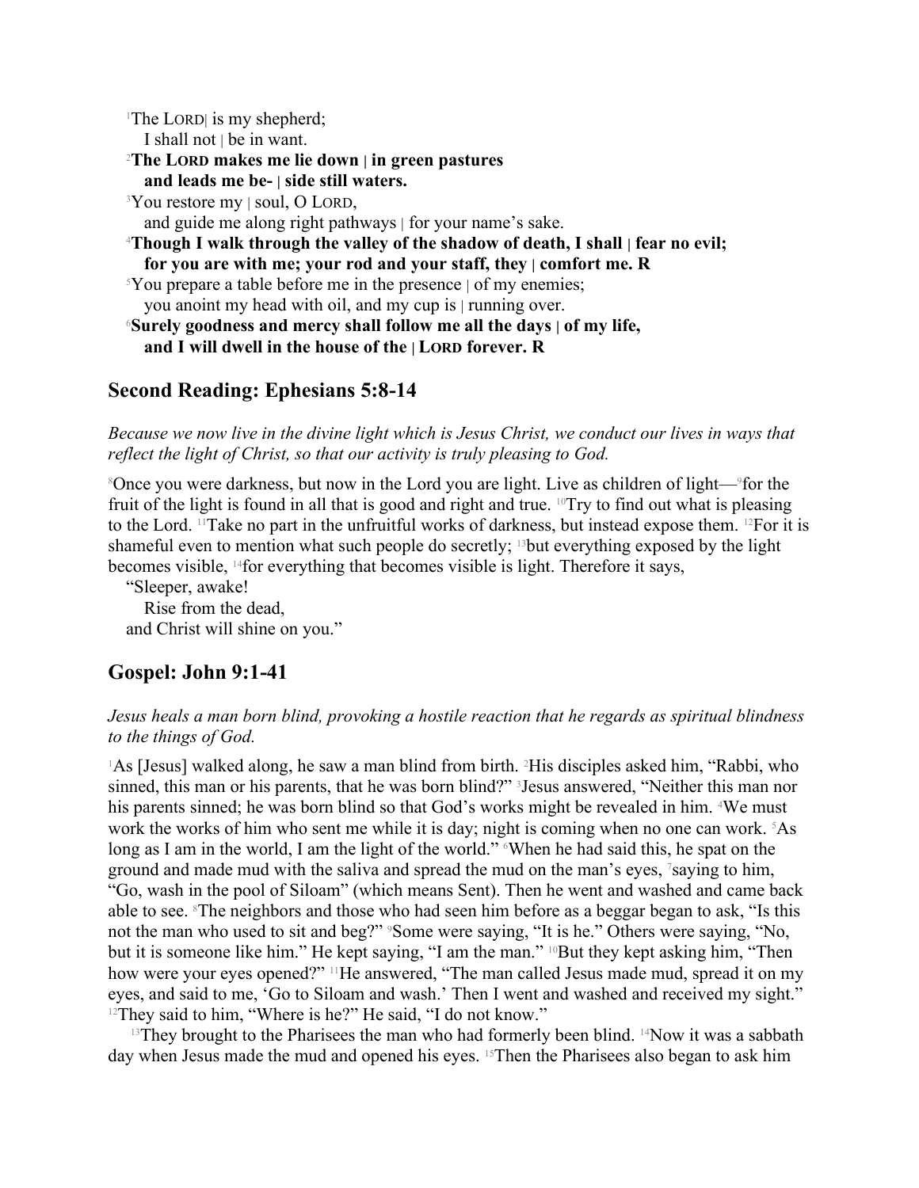[1]The LORD| is my shepherd;
  I shall not | be in want.

**[2]The LORD makes me lie down | in green pastures**
  **and leads me be- | side still waters.**

[3]You restore my | soul, O LORD,
  and guide me along right pathways | for your name's sake.

**[4]Though I walk through the valley of the shadow of death, I shall | fear no evil;**
  **for you are with me; your rod and your staff, they | comfort me. R**

[5]You prepare a table before me in the presence | of my enemies;
  you anoint my head with oil, and my cup is | running over.

**[6]Surely goodness and mercy shall follow me all the days | of my life,**
  **and I will dwell in the house of the | LORD forever. R**

## Second Reading: Ephesians 5:8-14

*Because we now live in the divine light which is Jesus Christ, we conduct our lives in ways that reflect the light of Christ, so that our activity is truly pleasing to God.*

[8]Once you were darkness, but now in the Lord you are light. Live as children of light—[9]for the fruit of the light is found in all that is good and right and true. [10]Try to find out what is pleasing to the Lord. [11]Take no part in the unfruitful works of darkness, but instead expose them. [12]For it is shameful even to mention what such people do secretly; [13]but everything exposed by the light becomes visible, [14]for everything that becomes visible is light. Therefore it says,

"Sleeper, awake!
  Rise from the dead,
and Christ will shine on you."

## Gospel: John 9:1-41

*Jesus heals a man born blind, provoking a hostile reaction that he regards as spiritual blindness to the things of God.*

[1]As [Jesus] walked along, he saw a man blind from birth. [2]His disciples asked him, "Rabbi, who sinned, this man or his parents, that he was born blind?" [3]Jesus answered, "Neither this man nor his parents sinned; he was born blind so that God's works might be revealed in him. [4]We must work the works of him who sent me while it is day; night is coming when no one can work. [5]As long as I am in the world, I am the light of the world." [6]When he had said this, he spat on the ground and made mud with the saliva and spread the mud on the man's eyes, [7]saying to him, "Go, wash in the pool of Siloam" (which means Sent). Then he went and washed and came back able to see. [8]The neighbors and those who had seen him before as a beggar began to ask, "Is this not the man who used to sit and beg?" [9]Some were saying, "It is he." Others were saying, "No, but it is someone like him." He kept saying, "I am the man." [10]But they kept asking him, "Then how were your eyes opened?" [11]He answered, "The man called Jesus made mud, spread it on my eyes, and said to me, 'Go to Siloam and wash.' Then I went and washed and received my sight." [12]They said to him, "Where is he?" He said, "I do not know."

[13]They brought to the Pharisees the man who had formerly been blind. [14]Now it was a sabbath day when Jesus made the mud and opened his eyes. [15]Then the Pharisees also began to ask him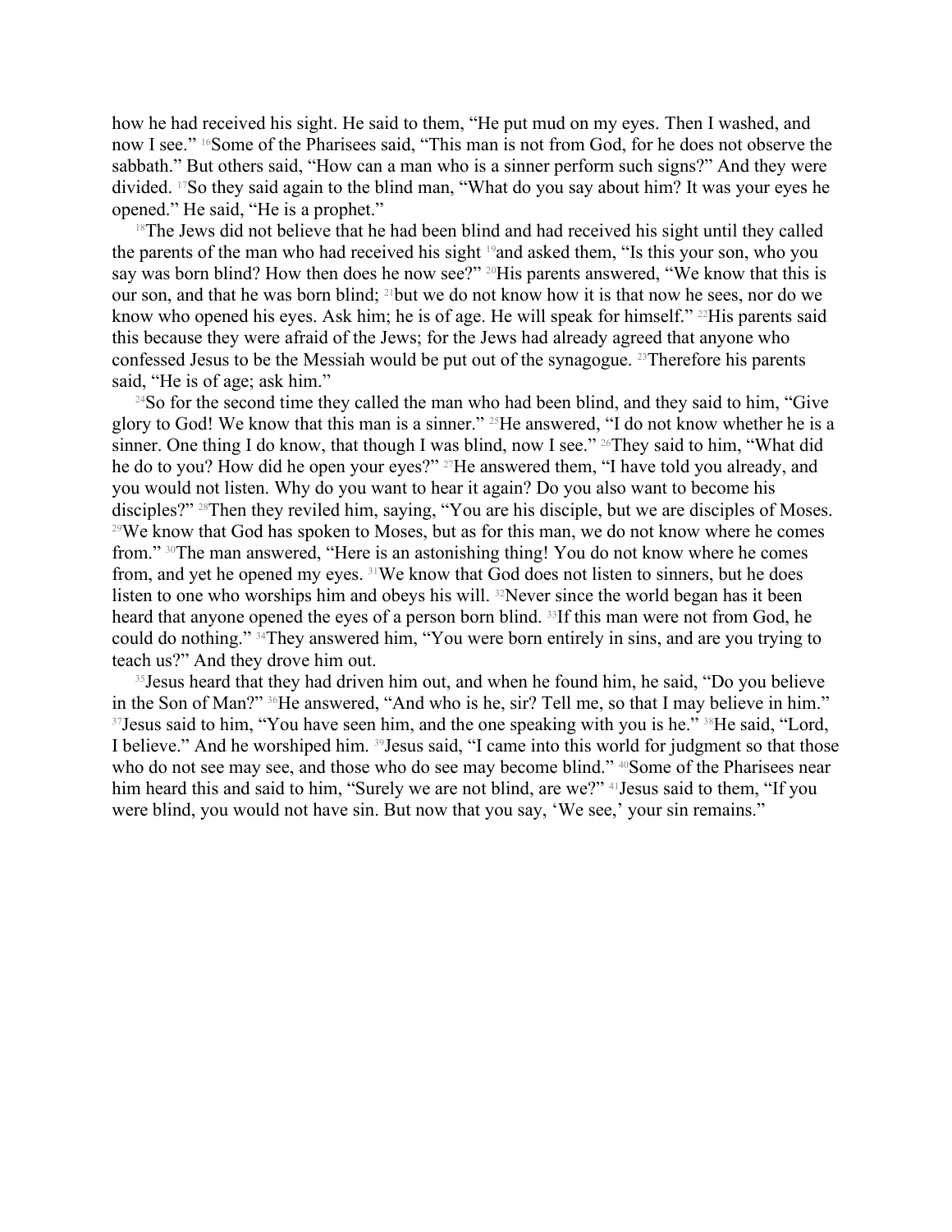how he had received his sight. He said to them, "He put mud on my eyes. Then I washed, and now I see." [16]Some of the Pharisees said, "This man is not from God, for he does not observe the sabbath." But others said, "How can a man who is a sinner perform such signs?" And they were divided. [17]So they said again to the blind man, "What do you say about him? It was your eyes he opened." He said, "He is a prophet."

[18]The Jews did not believe that he had been blind and had received his sight until they called the parents of the man who had received his sight [19]and asked them, "Is this your son, who you say was born blind? How then does he now see?" [20]His parents answered, "We know that this is our son, and that he was born blind; [21]but we do not know how it is that now he sees, nor do we know who opened his eyes. Ask him; he is of age. He will speak for himself." [22]His parents said this because they were afraid of the Jews; for the Jews had already agreed that anyone who confessed Jesus to be the Messiah would be put out of the synagogue. [23]Therefore his parents said, "He is of age; ask him."

[24]So for the second time they called the man who had been blind, and they said to him, "Give glory to God! We know that this man is a sinner." [25]He answered, "I do not know whether he is a sinner. One thing I do know, that though I was blind, now I see." [26]They said to him, "What did he do to you? How did he open your eyes?" [27]He answered them, "I have told you already, and you would not listen. Why do you want to hear it again? Do you also want to become his disciples?" [28]Then they reviled him, saying, "You are his disciple, but we are disciples of Moses. [29]We know that God has spoken to Moses, but as for this man, we do not know where he comes from." [30]The man answered, "Here is an astonishing thing! You do not know where he comes from, and yet he opened my eyes. [31]We know that God does not listen to sinners, but he does listen to one who worships him and obeys his will. [32]Never since the world began has it been heard that anyone opened the eyes of a person born blind. [33]If this man were not from God, he could do nothing." [34]They answered him, "You were born entirely in sins, and are you trying to teach us?" And they drove him out.

[35]Jesus heard that they had driven him out, and when he found him, he said, "Do you believe in the Son of Man?" [36]He answered, "And who is he, sir? Tell me, so that I may believe in him." [37]Jesus said to him, "You have seen him, and the one speaking with you is he." [38]He said, "Lord, I believe." And he worshiped him. [39]Jesus said, "I came into this world for judgment so that those who do not see may see, and those who do see may become blind." [40]Some of the Pharisees near him heard this and said to him, "Surely we are not blind, are we?" [41]Jesus said to them, "If you were blind, you would not have sin. But now that you say, 'We see,' your sin remains."